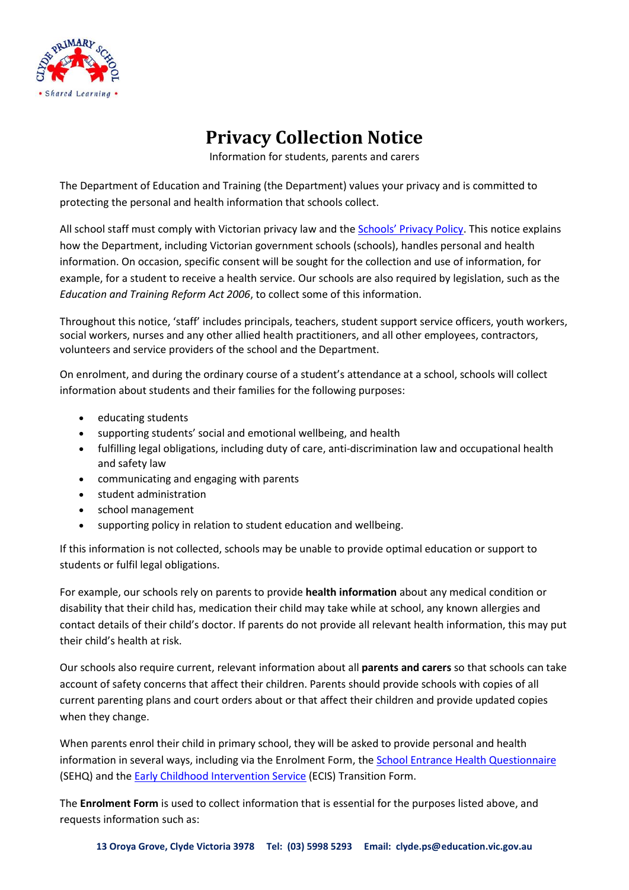# Privacy Collection Notice

Information for students, parents and carers

The Department of Education and Training (the Department) values your privacy and is committed to protecting the personal and health information that schools collect.

All school staff must comply with Victorian privacy law and the Schools' Privacy Policy. This notice explains how the Department, including Victorian government schools (schools), handles personal and health information. On occasion, specific consent will be sought for the collection and use of information, for example, for a student to receive a health service. Our schools are also required by legislation, such as the *Education and Training Reform Act 2006*, to collect some of this information.

Throughout this notice, 'staff' includes principals, teachers, student support service officers, youth workers, social workers, nurses and any other allied health practitioners, and all other employees, contractors, volunteers and service providers of the school and the Department.

On enrolment, and during the ordinary course of a student's attendance at a school, schools will collect information about students and their families for the following purposes:

- educating students
- supporting students' social and emotional wellbeing, and health
- fulfilling legal obligations, including duty of care, anti-discrimination law and occupational health and safety law
- communicating and engaging with parents
- student administration
- school management
- supporting policy in relation to student education and wellbeing.

If this information is not collected, schools may be unable to provide optimal education or support to students or fulfil legal obligations.

For example, our schools rely on parents to provide **health information** about any medical condition or disability that their child has, medication their child may take while at school, any known allergies and contact details of their child's doctor. If parents do not provide all relevant health information, this may put their child's health at risk.

Our schools also require current, relevant information about all **parents and carers** so that schools can take account of safety concerns that affect their children. Parents should provide schools with copies of all current parenting plans and court orders about or that affect their children and provide updated copies when they change.

When parents enrol their child in primary school, they will be asked to provide personal and health information in several ways, including via the Enrolment Form, the School Entrance Health Questionnaire (SEHQ) and the Early Childhood Intervention Service (ECIS) Transition Form.

The **Enrolment Form** is used to collect information that is essential for the purposes listed above, and requests information such as: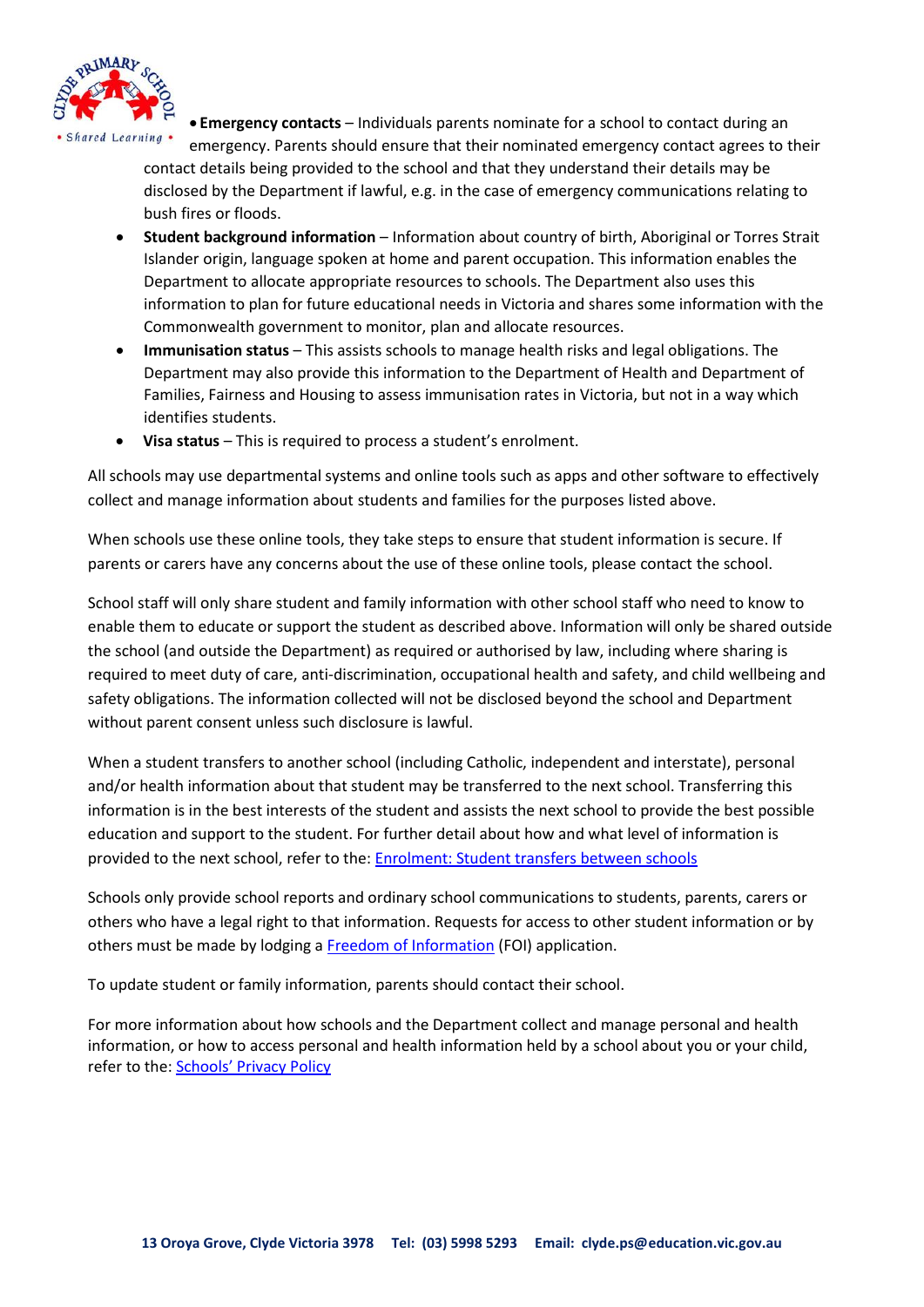- **Emergency contacts** – Individuals parents nominate for a school to contact during an emergency. Parents should ensure that their nominated emergency contact agrees to their contact details being provided to the school and that they understand their details may be disclosed by the Department if lawful, e.g. in the case of emergency communications relating to bush fires or floods.
- **Student background information** – Information about country of birth, Aboriginal or Torres Strait Islander origin, language spoken at home and parent occupation. This information enables the Department to allocate appropriate resources to schools. The Department also uses this information to plan for future educational needs in Victoria and shares some information with the Commonwealth government to monitor, plan and allocate resources.
- **Immunisation status** – This assists schools to manage health risks and legal obligations. The Department may also provide this information to the Department of Health and Department of Families, Fairness and Housing to assess immunisation rates in Victoria, but not in a way which identifies students.
- **Visa status** – This is required to process a student's enrolment.

All schools may use departmental systems and online tools such as apps and other software to effectively collect and manage information about students and families for the purposes listed above.

When schools use these online tools, they take steps to ensure that student information is secure. If parents or carers have any concerns about the use of these online tools, please contact the school.

School staff will only share student and family information with other school staff who need to know to enable them to educate or support the student as described above. Information will only be shared outside the school (and outside the Department) as required or authorised by law, including where sharing is required to meet duty of care, anti-discrimination, occupational health and safety, and child wellbeing and safety obligations. The information collected will not be disclosed beyond the school and Department without parent consent unless such disclosure is lawful.

When a student transfers to another school (including Catholic, independent and interstate), personal and/or health information about that student may be transferred to the next school. Transferring this information is in the best interests of the student and assists the next school to provide the best possible education and support to the student. For further detail about how and what level of information is provided to the next school, refer to the: Enrolment: Student transfers between schools

Schools only provide school reports and ordinary school communications to students, parents, carers or others who have a legal right to that information. Requests for access to other student information or by others must be made by lodging a Freedom of Information (FOI) application.

To update student or family information, parents should contact their school.

For more information about how schools and the Department collect and manage personal and health information, or how to access personal and health information held by a school about you or your child, refer to the: Schools' Privacy Policy